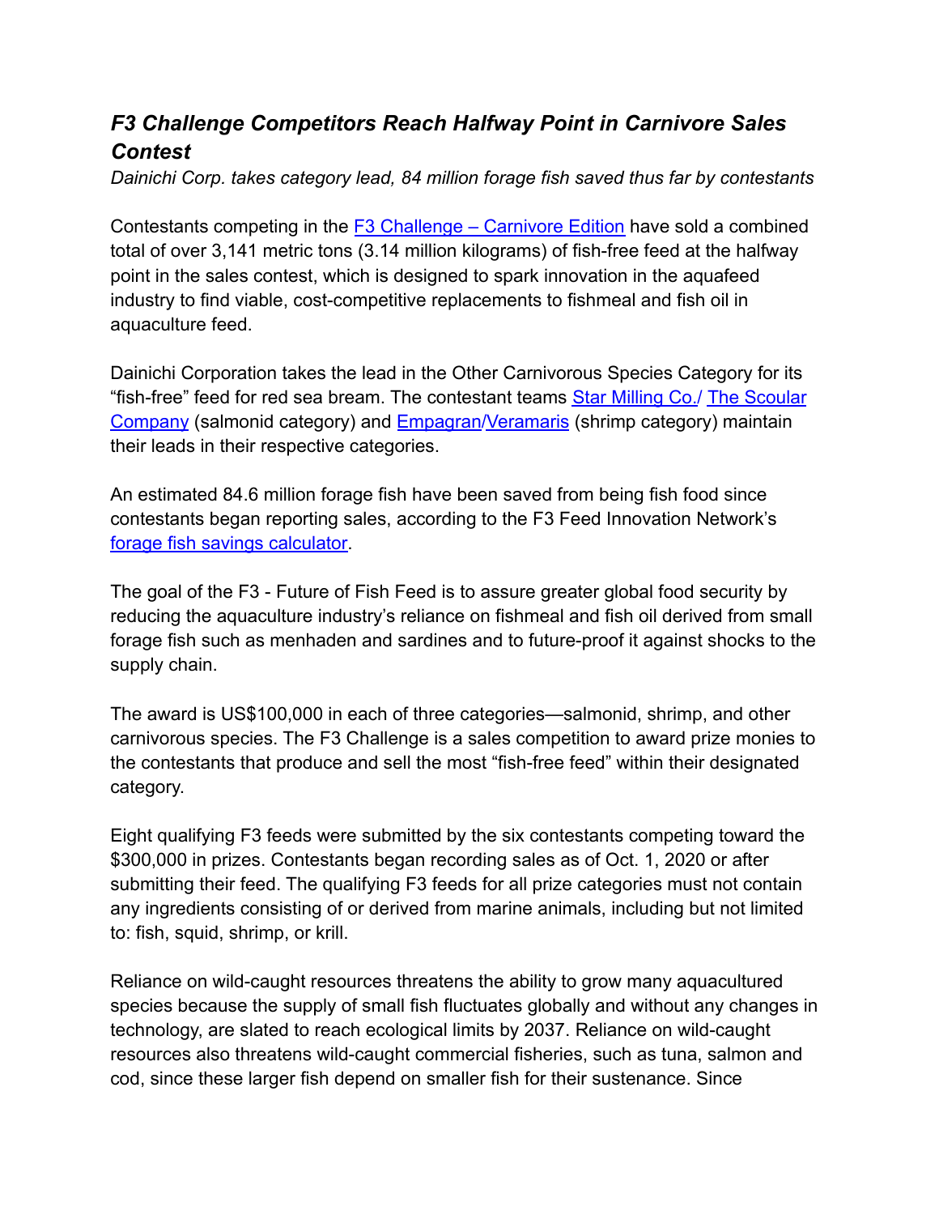## *F3 Challenge Competitors Reach Halfway Point in Carnivore Sales Contest*

*Dainichi Corp. takes category lead, 84 million forage fish saved thus far by contestants*

Contestants competing in the F3 Challenge – Carnivore Edition have sold a combined total of over 3,141 metric tons (3.14 million kilograms) of fish-free feed at the halfway point in the sales contest, which is designed to spark innovation in the aquafeed industry to find viable, cost-competitive replacements to fishmeal and fish oil in aquaculture feed.

Dainichi Corporation takes the lead in the Other Carnivorous Species Category for its "fish-free" feed for red sea bream. The contestant teams Star Milling Co./ The Scoular Company (salmonid category) and Empagran/Veramaris (shrimp category) maintain their leads in their respective categories.

An estimated 84.6 million forage fish have been saved from being fish food since contestants began reporting sales, according to the F3 Feed Innovation Network's forage fish savings calculator.

The goal of the F3 - Future of Fish Feed is to assure greater global food security by reducing the aquaculture industry's reliance on fishmeal and fish oil derived from small forage fish such as menhaden and sardines and to future-proof it against shocks to the supply chain.

The award is US$100,000 in each of three categories—salmonid, shrimp, and other carnivorous species. The F3 Challenge is a sales competition to award prize monies to the contestants that produce and sell the most "fish-free feed" within their designated category.

Eight qualifying F3 feeds were submitted by the six contestants competing toward the $300,000 in prizes. Contestants began recording sales as of Oct. 1, 2020 or after submitting their feed. The qualifying F3 feeds for all prize categories must not contain any ingredients consisting of or derived from marine animals, including but not limited to: fish, squid, shrimp, or krill.

Reliance on wild-caught resources threatens the ability to grow many aquacultured species because the supply of small fish fluctuates globally and without any changes in technology, are slated to reach ecological limits by 2037. Reliance on wild-caught resources also threatens wild-caught commercial fisheries, such as tuna, salmon and cod, since these larger fish depend on smaller fish for their sustenance. Since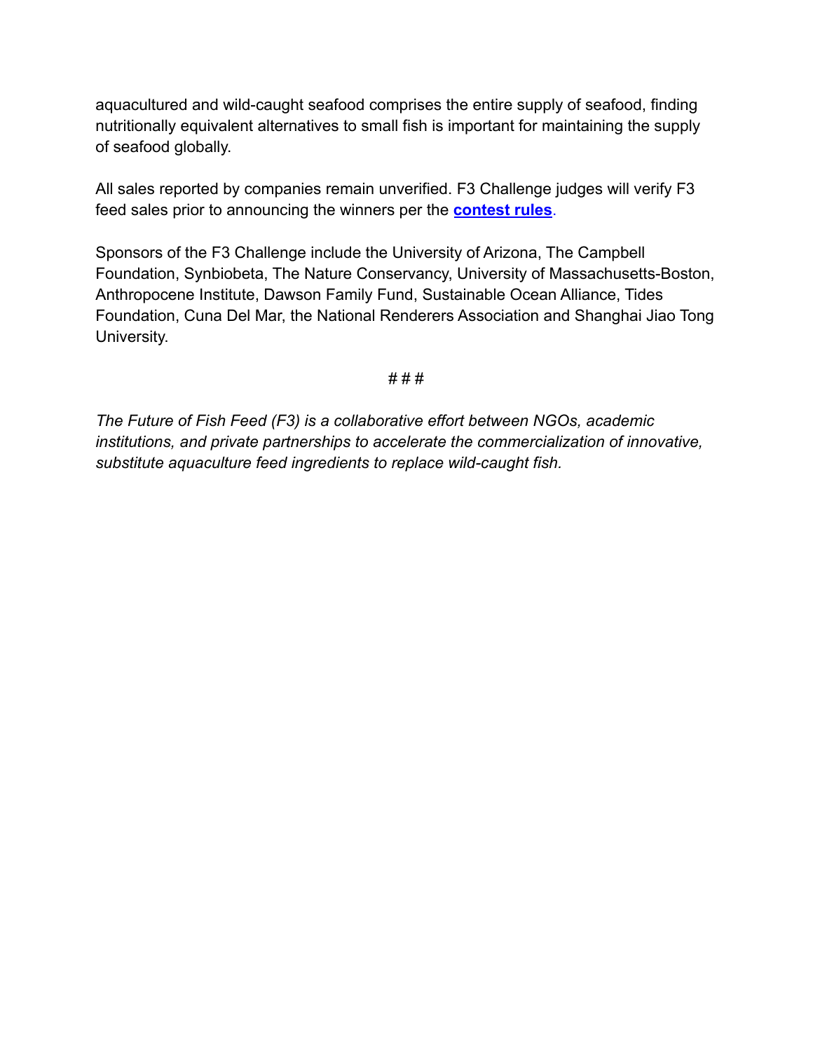aquacultured and wild-caught seafood comprises the entire supply of seafood, finding nutritionally equivalent alternatives to small fish is important for maintaining the supply of seafood globally.

All sales reported by companies remain unverified. F3 Challenge judges will verify F3 feed sales prior to announcing the winners per the **contest rules**.

Sponsors of the F3 Challenge include the University of Arizona, The Campbell Foundation, Synbiobeta, The Nature Conservancy, University of Massachusetts-Boston, Anthropocene Institute, Dawson Family Fund, Sustainable Ocean Alliance, Tides Foundation, Cuna Del Mar, the National Renderers Association and Shanghai Jiao Tong University.

# # #

*The Future of Fish Feed (F3) is a collaborative effort between NGOs, academic institutions, and private partnerships to accelerate the commercialization of innovative, substitute aquaculture feed ingredients to replace wild-caught fish.*